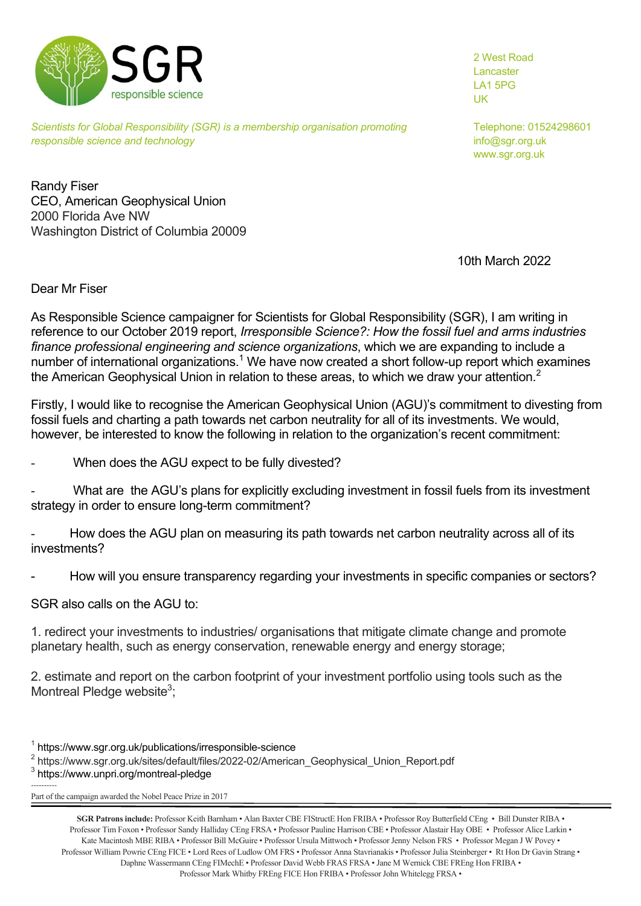SGR
responsible science

*Scientists for Global Responsibility (SGR) is a membership organisation promoting responsible science and technology*

2 West Road
Lancaster
LA1 5PG
UK

Telephone: 01524298601
info@sgr.org.uk
www.sgr.org.uk

Randy Fiser
CEO, American Geophysical Union
2000 Florida Ave NW
Washington District of Columbia 20009

10th March 2022

Dear Mr Fiser

As Responsible Science campaigner for Scientists for Global Responsibility (SGR), I am writing in reference to our October 2019 report, *Irresponsible Science?: How the fossil fuel and arms industries finance professional engineering and science organizations*, which we are expanding to include a number of international organizations.[1] We have now created a short follow-up report which examines the American Geophysical Union in relation to these areas, to which we draw your attention.[2]

Firstly, I would like to recognise the American Geophysical Union (AGU)'s commitment to divesting from fossil fuels and charting a path towards net carbon neutrality for all of its investments. We would, however, be interested to know the following in relation to the organization's recent commitment:

- When does the AGU expect to be fully divested?
- What are the AGU's plans for explicitly excluding investment in fossil fuels from its investment strategy in order to ensure long-term commitment?
- How does the AGU plan on measuring its path towards net carbon neutrality across all of its investments?
- How will you ensure transparency regarding your investments in specific companies or sectors?

SGR also calls on the AGU to:

1. redirect your investments to industries/ organisations that mitigate climate change and promote planetary health, such as energy conservation, renewable energy and energy storage;

2. estimate and report on the carbon footprint of your investment portfolio using tools such as the Montreal Pledge website[3];

[1] https://www.sgr.org.uk/publications/irresponsible-science
[2] https://www.sgr.org.uk/sites/default/files/2022-02/American_Geophysical_Union_Report.pdf
[3] https://www.unpri.org/montreal-pledge

Part of the campaign awarded the Nobel Peace Prize in 2017

**SGR Patrons include:** Professor Keith Barnham • Alan Baxter CBE FIStructE Hon FRIBA • Professor Roy Butterfield CEng • Bill Dunster RIBA • Professor Tim Foxon • Professor Sandy Halliday CEng FRSA • Professor Pauline Harrison CBE • Professor Alastair Hay OBE • Professor Alice Larkin • Kate Macintosh MBE RIBA • Professor Bill McGuire • Professor Ursula Mittwoch • Professor Jenny Nelson FRS • Professor Megan J W Povey • Professor William Powrie CEng FICE • Lord Rees of Ludlow OM FRS • Professor Anna Stavrianakis • Professor Julia Steinberger • Rt Hon Dr Gavin Strang • Daphne Wassermann CEng FIMechE • Professor David Webb FRAS FRSA • Jane M Wernick CBE FREng Hon FRIBA • Professor Mark Whitby FREng FICE Hon FRIBA • Professor John Whitelegg FRSA •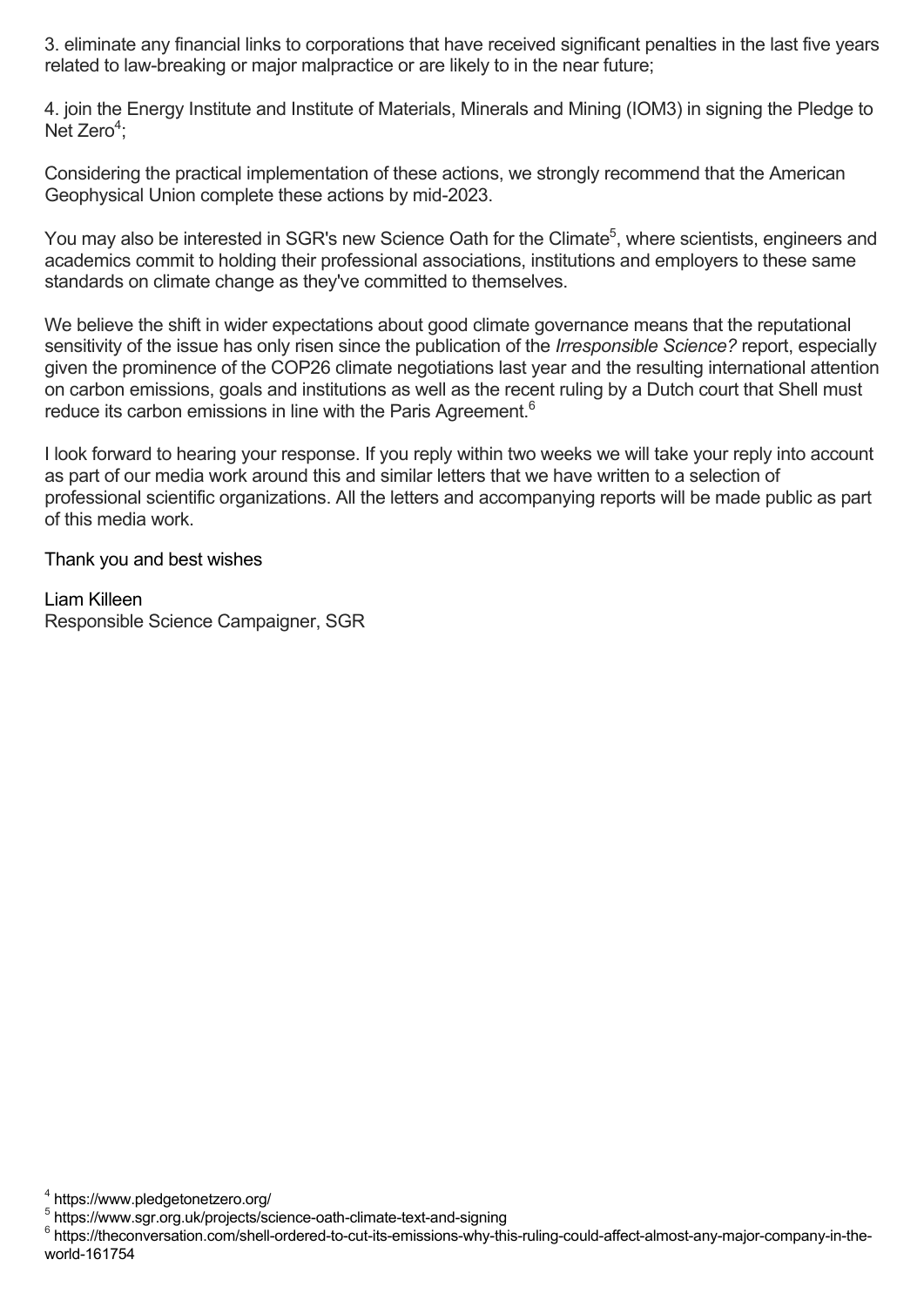3. eliminate any financial links to corporations that have received significant penalties in the last five years related to law-breaking or major malpractice or are likely to in the near future;

4. join the Energy Institute and Institute of Materials, Minerals and Mining (IOM3) in signing the Pledge to Net Zero[4];

Considering the practical implementation of these actions, we strongly recommend that the American Geophysical Union complete these actions by mid-2023.

You may also be interested in SGR's new Science Oath for the Climate[5], where scientists, engineers and academics commit to holding their professional associations, institutions and employers to these same standards on climate change as they've committed to themselves.

We believe the shift in wider expectations about good climate governance means that the reputational sensitivity of the issue has only risen since the publication of the *Irresponsible Science?* report, especially given the prominence of the COP26 climate negotiations last year and the resulting international attention on carbon emissions, goals and institutions as well as the recent ruling by a Dutch court that Shell must reduce its carbon emissions in line with the Paris Agreement.[6]

I look forward to hearing your response. If you reply within two weeks we will take your reply into account as part of our media work around this and similar letters that we have written to a selection of professional scientific organizations. All the letters and accompanying reports will be made public as part of this media work.

Thank you and best wishes

Liam Killeen
Responsible Science Campaigner, SGR

[4] https://www.pledgetonetzero.org/
[5] https://www.sgr.org.uk/projects/science-oath-climate-text-and-signing
[6] https://theconversation.com/shell-ordered-to-cut-its-emissions-why-this-ruling-could-affect-almost-any-major-company-in-the-world-161754